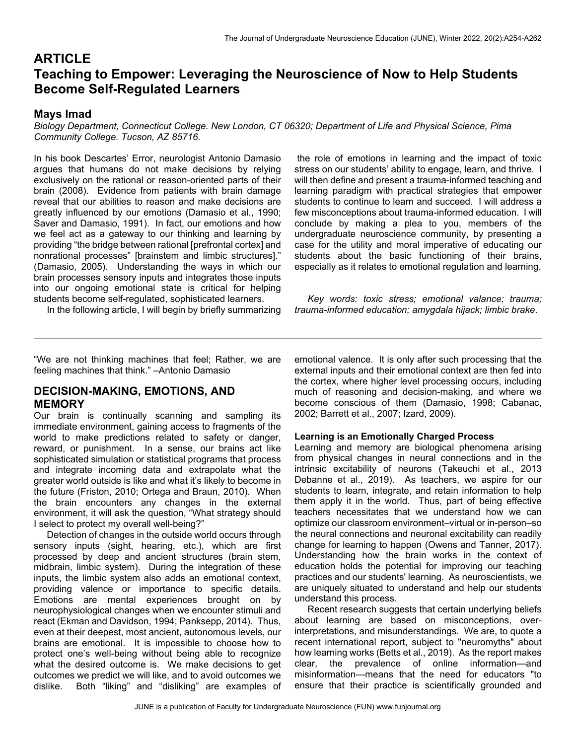# ARTICLE

# Teaching to Empower: Leveraging the Neuroscience of Now to Help Students Become Self-Regulated Learners

## Mays Imad

*Biology Department, Connecticut College. New London, CT 06320; Department of Life and Physical Science, Pima Community College. Tucson, AZ 85716.*

In his book Descartes' Error, neurologist Antonio Damasio argues that humans do not make decisions by relying exclusively on the rational or reason-oriented parts of their brain (2008). Evidence from patients with brain damage reveal that our abilities to reason and make decisions are greatly influenced by our emotions (Damasio et al., 1990; Saver and Damasio, 1991). In fact, our emotions and how we feel act as a gateway to our thinking and learning by providing "the bridge between rational [prefrontal cortex] and nonrational processes" [brainstem and limbic structures]." (Damasio, 2005). Understanding the ways in which our brain processes sensory inputs and integrates those inputs into our ongoing emotional state is critical for helping students become self-regulated, sophisticated learners.

In the following article, I will begin by briefly summarizing the role of emotions in learning and the impact of toxic stress on our students' ability to engage, learn, and thrive. I will then define and present a trauma-informed teaching and learning paradigm with practical strategies that empower students to continue to learn and succeed. I will address a few misconceptions about trauma-informed education. I will conclude by making a plea to you, members of the undergraduate neuroscience community, by presenting a case for the utility and moral imperative of educating our students about the basic functioning of their brains, especially as it relates to emotional regulation and learning.

*Key words: toxic stress; emotional valance; trauma; trauma-informed education; amygdala hijack; limbic brake.*

---

"We are not thinking machines that feel; Rather, we are feeling machines that think." –Antonio Damasio

## DECISION-MAKING, EMOTIONS, AND MEMORY

Our brain is continually scanning and sampling its immediate environment, gaining access to fragments of the world to make predictions related to safety or danger, reward, or punishment. In a sense, our brains act like sophisticated simulation or statistical programs that process and integrate incoming data and extrapolate what the greater world outside is like and what it's likely to become in the future (Friston, 2010; Ortega and Braun, 2010). When the brain encounters any changes in the external environment, it will ask the question, "What strategy should I select to protect my overall well-being?"

Detection of changes in the outside world occurs through sensory inputs (sight, hearing, etc.), which are first processed by deep and ancient structures (brain stem, midbrain, limbic system). During the integration of these inputs, the limbic system also adds an emotional context, providing valence or importance to specific details. Emotions are mental experiences brought on by neurophysiological changes when we encounter stimuli and react (Ekman and Davidson, 1994; Panksepp, 2014). Thus, even at their deepest, most ancient, autonomous levels, our brains are emotional. It is impossible to choose how to protect one's well-being without being able to recognize what the desired outcome is. We make decisions to get outcomes we predict we will like, and to avoid outcomes we dislike. Both "liking" and "disliking" are examples of emotional valence. It is only after such processing that the external inputs and their emotional context are then fed into the cortex, where higher level processing occurs, including much of reasoning and decision-making, and where we become conscious of them (Damasio, 1998; Cabanac, 2002; Barrett et al., 2007; Izard, 2009).

### Learning is an Emotionally Charged Process

Learning and memory are biological phenomena arising from physical changes in neural connections and in the intrinsic excitability of neurons (Takeuchi et al., 2013 Debanne et al., 2019). As teachers, we aspire for our students to learn, integrate, and retain information to help them apply it in the world. Thus, part of being effective teachers necessitates that we understand how we can optimize our classroom environment–virtual or in-person–so the neural connections and neuronal excitability can readily change for learning to happen (Owens and Tanner, 2017). Understanding how the brain works in the context of education holds the potential for improving our teaching practices and our students' learning. As neuroscientists, we are uniquely situated to understand and help our students understand this process.

Recent research suggests that certain underlying beliefs about learning are based on misconceptions, over-interpretations, and misunderstandings. We are, to quote a recent international report, subject to "neuromyths" about how learning works (Betts et al., 2019). As the report makes clear, the prevalence of online information—and misinformation—means that the need for educators "to ensure that their practice is scientifically grounded and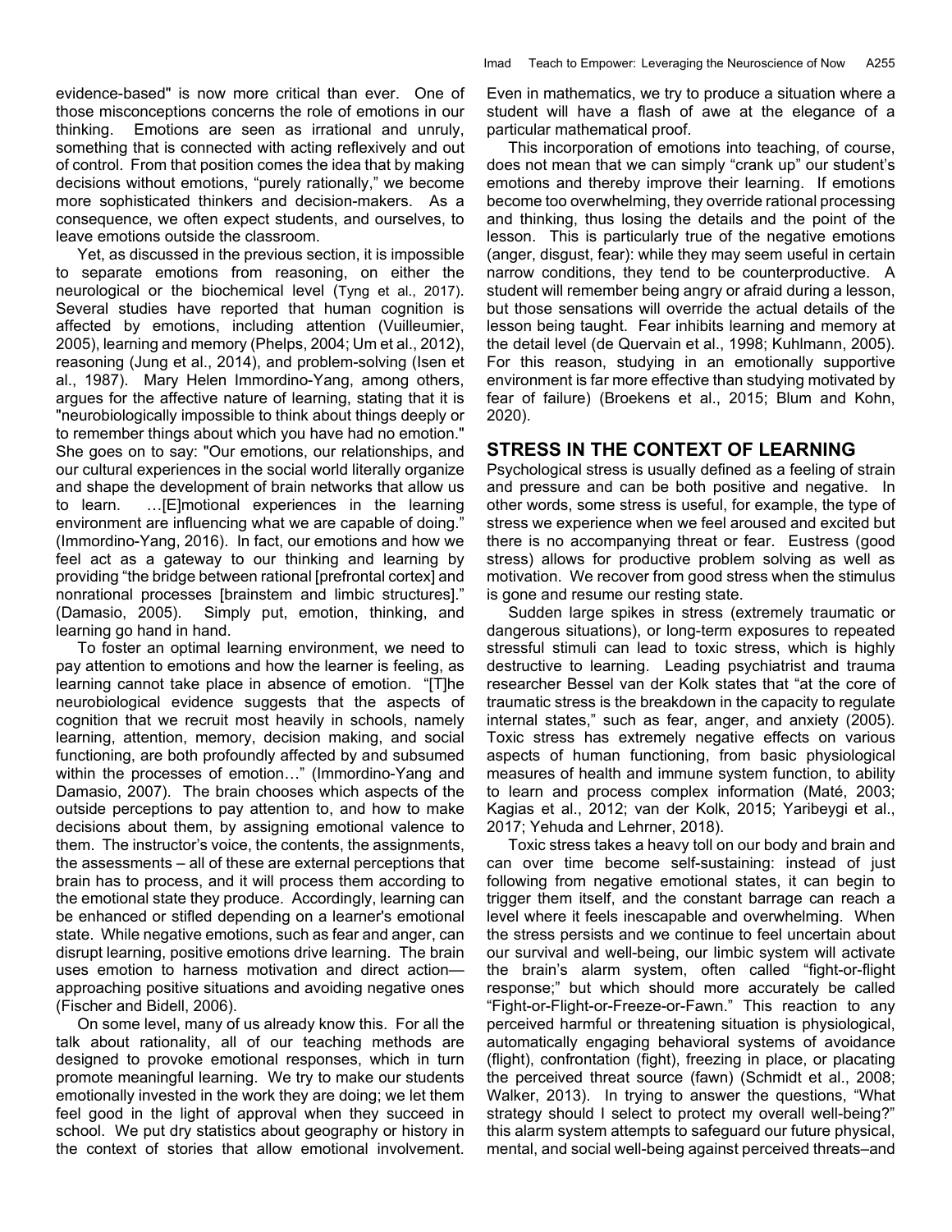evidence-based" is now more critical than ever. One of those misconceptions concerns the role of emotions in our thinking. Emotions are seen as irrational and unruly, something that is connected with acting reflexively and out of control. From that position comes the idea that by making decisions without emotions, "purely rationally," we become more sophisticated thinkers and decision-makers. As a consequence, we often expect students, and ourselves, to leave emotions outside the classroom.

Yet, as discussed in the previous section, it is impossible to separate emotions from reasoning, on either the neurological or the biochemical level (Tyng et al., 2017). Several studies have reported that human cognition is affected by emotions, including attention (Vuilleumier, 2005), learning and memory (Phelps, 2004; Um et al., 2012), reasoning (Jung et al., 2014), and problem-solving (Isen et al., 1987). Mary Helen Immordino-Yang, among others, argues for the affective nature of learning, stating that it is "neurobiologically impossible to think about things deeply or to remember things about which you have had no emotion." She goes on to say: "Our emotions, our relationships, and our cultural experiences in the social world literally organize and shape the development of brain networks that allow us to learn. …[E]motional experiences in the learning environment are influencing what we are capable of doing." (Immordino-Yang, 2016). In fact, our emotions and how we feel act as a gateway to our thinking and learning by providing "the bridge between rational [prefrontal cortex] and nonrational processes [brainstem and limbic structures]." (Damasio, 2005). Simply put, emotion, thinking, and learning go hand in hand.

To foster an optimal learning environment, we need to pay attention to emotions and how the learner is feeling, as learning cannot take place in absence of emotion. "[T]he neurobiological evidence suggests that the aspects of cognition that we recruit most heavily in schools, namely learning, attention, memory, decision making, and social functioning, are both profoundly affected by and subsumed within the processes of emotion…" (Immordino-Yang and Damasio, 2007). The brain chooses which aspects of the outside perceptions to pay attention to, and how to make decisions about them, by assigning emotional valence to them. The instructor's voice, the contents, the assignments, the assessments – all of these are external perceptions that brain has to process, and it will process them according to the emotional state they produce. Accordingly, learning can be enhanced or stifled depending on a learner's emotional state. While negative emotions, such as fear and anger, can disrupt learning, positive emotions drive learning. The brain uses emotion to harness motivation and direct action—approaching positive situations and avoiding negative ones (Fischer and Bidell, 2006).

On some level, many of us already know this. For all the talk about rationality, all of our teaching methods are designed to provoke emotional responses, which in turn promote meaningful learning. We try to make our students emotionally invested in the work they are doing; we let them feel good in the light of approval when they succeed in school. We put dry statistics about geography or history in the context of stories that allow emotional involvement. Even in mathematics, we try to produce a situation where a student will have a flash of awe at the elegance of a particular mathematical proof.

This incorporation of emotions into teaching, of course, does not mean that we can simply "crank up" our student's emotions and thereby improve their learning. If emotions become too overwhelming, they override rational processing and thinking, thus losing the details and the point of the lesson. This is particularly true of the negative emotions (anger, disgust, fear): while they may seem useful in certain narrow conditions, they tend to be counterproductive. A student will remember being angry or afraid during a lesson, but those sensations will override the actual details of the lesson being taught. Fear inhibits learning and memory at the detail level (de Quervain et al., 1998; Kuhlmann, 2005). For this reason, studying in an emotionally supportive environment is far more effective than studying motivated by fear of failure) (Broekens et al., 2015; Blum and Kohn, 2020).

## STRESS IN THE CONTEXT OF LEARNING

Psychological stress is usually defined as a feeling of strain and pressure and can be both positive and negative. In other words, some stress is useful, for example, the type of stress we experience when we feel aroused and excited but there is no accompanying threat or fear. Eustress (good stress) allows for productive problem solving as well as motivation. We recover from good stress when the stimulus is gone and resume our resting state.

Sudden large spikes in stress (extremely traumatic or dangerous situations), or long-term exposures to repeated stressful stimuli can lead to toxic stress, which is highly destructive to learning. Leading psychiatrist and trauma researcher Bessel van der Kolk states that "at the core of traumatic stress is the breakdown in the capacity to regulate internal states," such as fear, anger, and anxiety (2005). Toxic stress has extremely negative effects on various aspects of human functioning, from basic physiological measures of health and immune system function, to ability to learn and process complex information (Maté, 2003; Kagias et al., 2012; van der Kolk, 2015; Yaribeygi et al., 2017; Yehuda and Lehrner, 2018).

Toxic stress takes a heavy toll on our body and brain and can over time become self-sustaining: instead of just following from negative emotional states, it can begin to trigger them itself, and the constant barrage can reach a level where it feels inescapable and overwhelming. When the stress persists and we continue to feel uncertain about our survival and well-being, our limbic system will activate the brain's alarm system, often called "fight-or-flight response;" but which should more accurately be called "Fight-or-Flight-or-Freeze-or-Fawn." This reaction to any perceived harmful or threatening situation is physiological, automatically engaging behavioral systems of avoidance (flight), confrontation (fight), freezing in place, or placating the perceived threat source (fawn) (Schmidt et al., 2008; Walker, 2013). In trying to answer the questions, "What strategy should I select to protect my overall well-being?" this alarm system attempts to safeguard our future physical, mental, and social well-being against perceived threats–and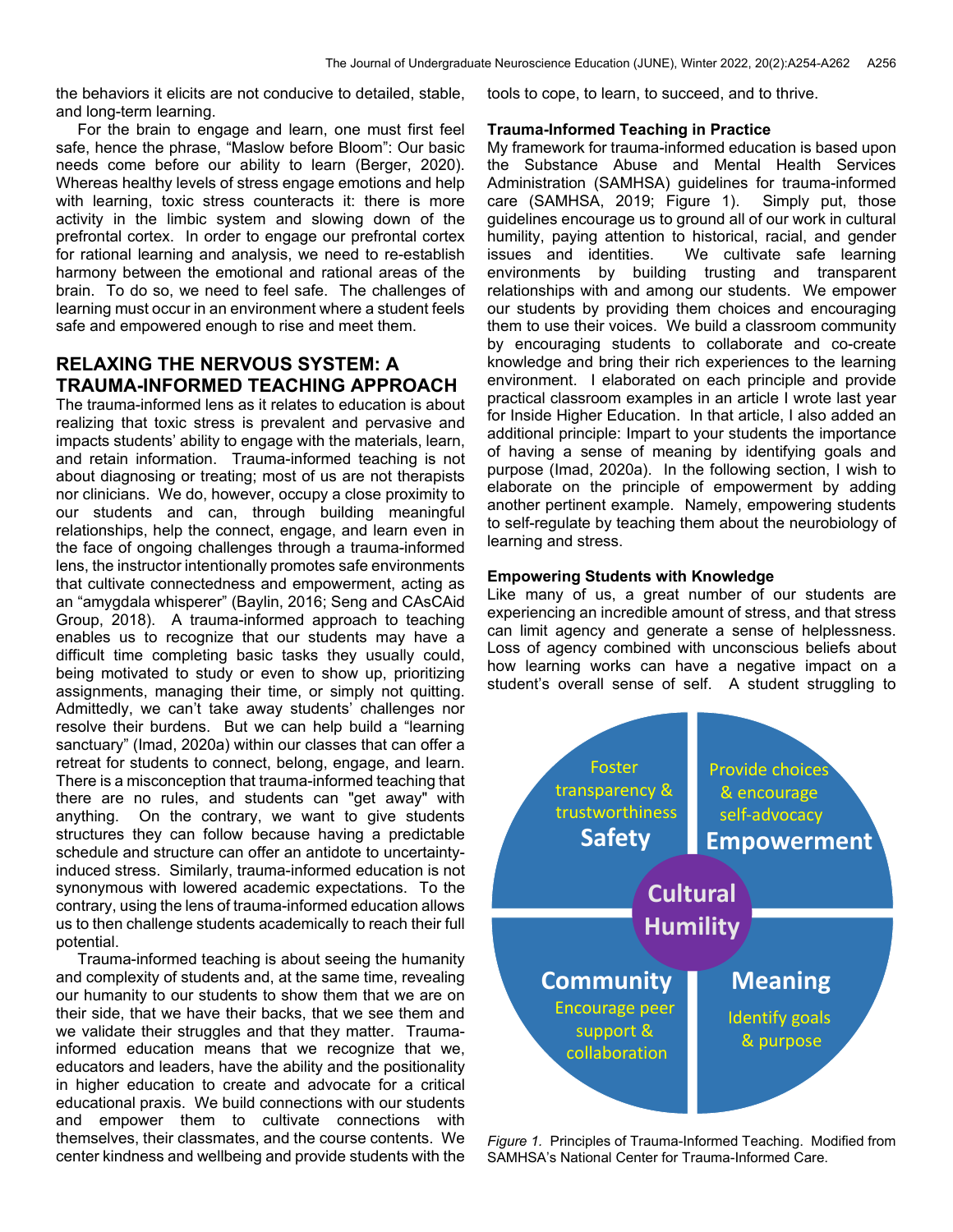the behaviors it elicits are not conducive to detailed, stable, and long-term learning.

For the brain to engage and learn, one must first feel safe, hence the phrase, "Maslow before Bloom": Our basic needs come before our ability to learn (Berger, 2020). Whereas healthy levels of stress engage emotions and help with learning, toxic stress counteracts it: there is more activity in the limbic system and slowing down of the prefrontal cortex. In order to engage our prefrontal cortex for rational learning and analysis, we need to re-establish harmony between the emotional and rational areas of the brain. To do so, we need to feel safe. The challenges of learning must occur in an environment where a student feels safe and empowered enough to rise and meet them.

## RELAXING THE NERVOUS SYSTEM: A TRAUMA-INFORMED TEACHING APPROACH

The trauma-informed lens as it relates to education is about realizing that toxic stress is prevalent and pervasive and impacts students' ability to engage with the materials, learn, and retain information. Trauma-informed teaching is not about diagnosing or treating; most of us are not therapists nor clinicians. We do, however, occupy a close proximity to our students and can, through building meaningful relationships, help the connect, engage, and learn even in the face of ongoing challenges through a trauma-informed lens, the instructor intentionally promotes safe environments that cultivate connectedness and empowerment, acting as an "amygdala whisperer" (Baylin, 2016; Seng and CAsCAid Group, 2018). A trauma-informed approach to teaching enables us to recognize that our students may have a difficult time completing basic tasks they usually could, being motivated to study or even to show up, prioritizing assignments, managing their time, or simply not quitting. Admittedly, we can't take away students' challenges nor resolve their burdens. But we can help build a "learning sanctuary" (Imad, 2020a) within our classes that can offer a retreat for students to connect, belong, engage, and learn. There is a misconception that trauma-informed teaching that there are no rules, and students can "get away" with anything. On the contrary, we want to give students structures they can follow because having a predictable schedule and structure can offer an antidote to uncertainty-induced stress. Similarly, trauma-informed education is not synonymous with lowered academic expectations. To the contrary, using the lens of trauma-informed education allows us to then challenge students academically to reach their full potential.

Trauma-informed teaching is about seeing the humanity and complexity of students and, at the same time, revealing our humanity to our students to show them that we are on their side, that we have their backs, that we see them and we validate their struggles and that they matter. Trauma-informed education means that we recognize that we, educators and leaders, have the ability and the positionality in higher education to create and advocate for a critical educational praxis. We build connections with our students and empower them to cultivate connections with themselves, their classmates, and the course contents. We center kindness and wellbeing and provide students with the tools to cope, to learn, to succeed, and to thrive.

### Trauma-Informed Teaching in Practice

My framework for trauma-informed education is based upon the Substance Abuse and Mental Health Services Administration (SAMHSA) guidelines for trauma-informed care (SAMHSA, 2019; Figure 1). Simply put, those guidelines encourage us to ground all of our work in cultural humility, paying attention to historical, racial, and gender issues and identities. We cultivate safe learning environments by building trusting and transparent relationships with and among our students. We empower our students by providing them choices and encouraging them to use their voices. We build a classroom community by encouraging students to collaborate and co-create knowledge and bring their rich experiences to the learning environment. I elaborated on each principle and provide practical classroom examples in an article I wrote last year for Inside Higher Education. In that article, I also added an additional principle: Impart to your students the importance of having a sense of meaning by identifying goals and purpose (Imad, 2020a). In the following section, I wish to elaborate on the principle of empowerment by adding another pertinent example. Namely, empowering students to self-regulate by teaching them about the neurobiology of learning and stress.

### Empowering Students with Knowledge

Like many of us, a great number of our students are experiencing an incredible amount of stress, and that stress can limit agency and generate a sense of helplessness. Loss of agency combined with unconscious beliefs about how learning works can have a negative impact on a student's overall sense of self. A student struggling to

Foster transparency & trustworthiness
Safety
Provide choices & encourage self-advocacy
Empowerment
Cultural Humility
Community
Encourage peer support & collaboration
Meaning
Identify goals & purpose

*Figure 1.* Principles of Trauma-Informed Teaching. Modified from SAMHSA's National Center for Trauma-Informed Care.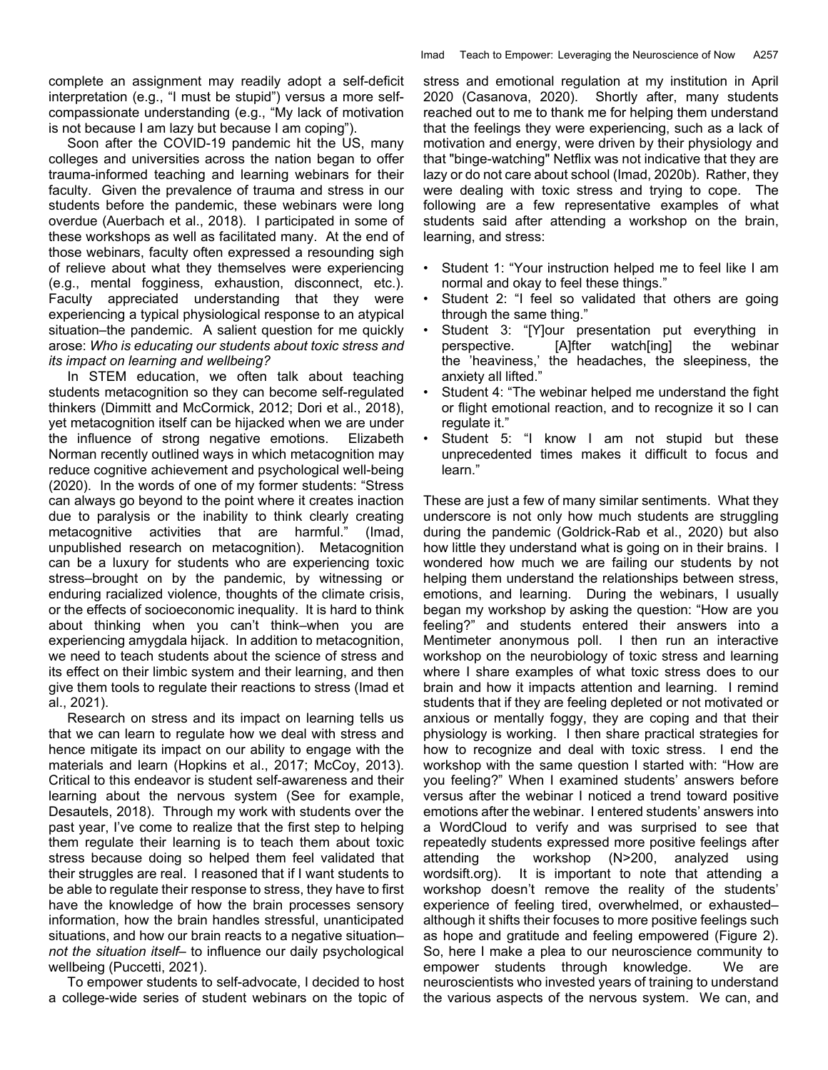complete an assignment may readily adopt a self-deficit interpretation (e.g., "I must be stupid") versus a more self-compassionate understanding (e.g., "My lack of motivation is not because I am lazy but because I am coping").

Soon after the COVID-19 pandemic hit the US, many colleges and universities across the nation began to offer trauma-informed teaching and learning webinars for their faculty. Given the prevalence of trauma and stress in our students before the pandemic, these webinars were long overdue (Auerbach et al., 2018). I participated in some of these workshops as well as facilitated many. At the end of those webinars, faculty often expressed a resounding sigh of relieve about what they themselves were experiencing (e.g., mental fogginess, exhaustion, disconnect, etc.). Faculty appreciated understanding that they were experiencing a typical physiological response to an atypical situation–the pandemic. A salient question for me quickly arose: *Who is educating our students about toxic stress and its impact on learning and wellbeing?*

In STEM education, we often talk about teaching students metacognition so they can become self-regulated thinkers (Dimmitt and McCormick, 2012; Dori et al., 2018), yet metacognition itself can be hijacked when we are under the influence of strong negative emotions. Elizabeth Norman recently outlined ways in which metacognition may reduce cognitive achievement and psychological well-being (2020). In the words of one of my former students: "Stress can always go beyond to the point where it creates inaction due to paralysis or the inability to think clearly creating metacognitive activities that are harmful." (Imad, unpublished research on metacognition). Metacognition can be a luxury for students who are experiencing toxic stress–brought on by the pandemic, by witnessing or enduring racialized violence, thoughts of the climate crisis, or the effects of socioeconomic inequality. It is hard to think about thinking when you can't think–when you are experiencing amygdala hijack. In addition to metacognition, we need to teach students about the science of stress and its effect on their limbic system and their learning, and then give them tools to regulate their reactions to stress (Imad et al., 2021).

Research on stress and its impact on learning tells us that we can learn to regulate how we deal with stress and hence mitigate its impact on our ability to engage with the materials and learn (Hopkins et al., 2017; McCoy, 2013). Critical to this endeavor is student self-awareness and their learning about the nervous system (See for example, Desautels, 2018). Through my work with students over the past year, I've come to realize that the first step to helping them regulate their learning is to teach them about toxic stress because doing so helped them feel validated that their struggles are real. I reasoned that if I want students to be able to regulate their response to stress, they have to first have the knowledge of how the brain processes sensory information, how the brain handles stressful, unanticipated situations, and how our brain reacts to a negative situation– *not the situation itself*– to influence our daily psychological wellbeing (Puccetti, 2021).

To empower students to self-advocate, I decided to host a college-wide series of student webinars on the topic of stress and emotional regulation at my institution in April 2020 (Casanova, 2020). Shortly after, many students reached out to me to thank me for helping them understand that the feelings they were experiencing, such as a lack of motivation and energy, were driven by their physiology and that "binge-watching" Netflix was not indicative that they are lazy or do not care about school (Imad, 2020b). Rather, they were dealing with toxic stress and trying to cope. The following are a few representative examples of what students said after attending a workshop on the brain, learning, and stress:

- Student 1: "Your instruction helped me to feel like I am normal and okay to feel these things."
- Student 2: "I feel so validated that others are going through the same thing."
- Student 3: "[Y]our presentation put everything in perspective. [A]fter watch[ing] the webinar the 'heaviness,' the headaches, the sleepiness, the anxiety all lifted."
- Student 4: "The webinar helped me understand the fight or flight emotional reaction, and to recognize it so I can regulate it."
- Student 5: "I know I am not stupid but these unprecedented times makes it difficult to focus and learn."

These are just a few of many similar sentiments. What they underscore is not only how much students are struggling during the pandemic (Goldrick-Rab et al., 2020) but also how little they understand what is going on in their brains. I wondered how much we are failing our students by not helping them understand the relationships between stress, emotions, and learning. During the webinars, I usually began my workshop by asking the question: "How are you feeling?" and students entered their answers into a Mentimeter anonymous poll. I then run an interactive workshop on the neurobiology of toxic stress and learning where I share examples of what toxic stress does to our brain and how it impacts attention and learning. I remind students that if they are feeling depleted or not motivated or anxious or mentally foggy, they are coping and that their physiology is working. I then share practical strategies for how to recognize and deal with toxic stress. I end the workshop with the same question I started with: "How are you feeling?" When I examined students' answers before versus after the webinar I noticed a trend toward positive emotions after the webinar. I entered students' answers into a WordCloud to verify and was surprised to see that repeatedly students expressed more positive feelings after attending the workshop (N>200, analyzed using wordsift.org). It is important to note that attending a workshop doesn't remove the reality of the students' experience of feeling tired, overwhelmed, or exhausted– although it shifts their focuses to more positive feelings such as hope and gratitude and feeling empowered (Figure 2). So, here I make a plea to our neuroscience community to empower students through knowledge. We are neuroscientists who invested years of training to understand the various aspects of the nervous system. We can, and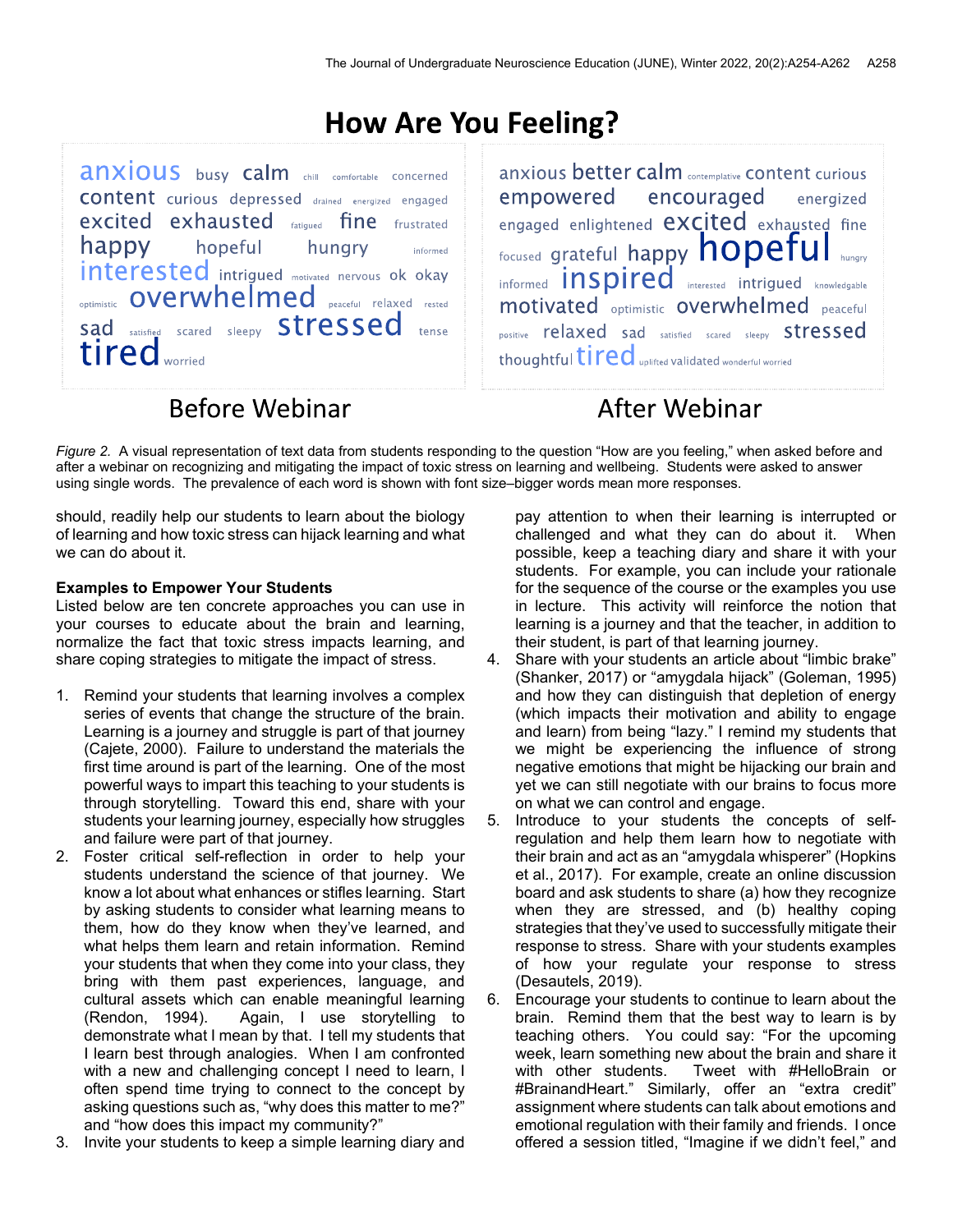# How Are You Feeling?

anxious busy calm chill comfortable concerned content curious depressed drained energized engaged excited exhausted fatigued fine frustrated happy hopeful hungry informed interested intrigued motivated nervous ok okay optimistic overwhelmed peaceful relaxed rested sad satisfied scared sleepy stressed tense tired worried

Before Webinar

anxious better calm contemplative content curious empowered encouraged energized engaged enlightened excited exhausted fine focused grateful happy hopeful hungry informed inspired interested intrigued knowledgable motivated optimistic overwhelmed peaceful positive relaxed sad satisfied scared sleepy stressed thoughtful tired uplifted validated wonderful worried

After Webinar

*Figure 2.* A visual representation of text data from students responding to the question "How are you feeling," when asked before and after a webinar on recognizing and mitigating the impact of toxic stress on learning and wellbeing. Students were asked to answer using single words. The prevalence of each word is shown with font size–bigger words mean more responses.

should, readily help our students to learn about the biology of learning and how toxic stress can hijack learning and what we can do about it.

**Examples to Empower Your Students**

Listed below are ten concrete approaches you can use in your courses to educate about the brain and learning, normalize the fact that toxic stress impacts learning, and share coping strategies to mitigate the impact of stress.

1. Remind your students that learning involves a complex series of events that change the structure of the brain. Learning is a journey and struggle is part of that journey (Cajete, 2000). Failure to understand the materials the first time around is part of the learning. One of the most powerful ways to impart this teaching to your students is through storytelling. Toward this end, share with your students your learning journey, especially how struggles and failure were part of that journey.
2. Foster critical self-reflection in order to help your students understand the science of that journey. We know a lot about what enhances or stifles learning. Start by asking students to consider what learning means to them, how do they know when they've learned, and what helps them learn and retain information. Remind your students that when they come into your class, they bring with them past experiences, language, and cultural assets which can enable meaningful learning (Rendon, 1994). Again, I use storytelling to demonstrate what I mean by that. I tell my students that I learn best through analogies. When I am confronted with a new and challenging concept I need to learn, I often spend time trying to connect to the concept by asking questions such as, "why does this matter to me?" and "how does this impact my community?"
3. Invite your students to keep a simple learning diary and pay attention to when their learning is interrupted or challenged and what they can do about it. When possible, keep a teaching diary and share it with your students. For example, you can include your rationale for the sequence of the course or the examples you use in lecture. This activity will reinforce the notion that learning is a journey and that the teacher, in addition to their student, is part of that learning journey.
4. Share with your students an article about "limbic brake" (Shanker, 2017) or "amygdala hijack" (Goleman, 1995) and how they can distinguish that depletion of energy (which impacts their motivation and ability to engage and learn) from being "lazy." I remind my students that we might be experiencing the influence of strong negative emotions that might be hijacking our brain and yet we can still negotiate with our brains to focus more on what we can control and engage.
5. Introduce to your students the concepts of self-regulation and help them learn how to negotiate with their brain and act as an "amygdala whisperer" (Hopkins et al., 2017). For example, create an online discussion board and ask students to share (a) how they recognize when they are stressed, and (b) healthy coping strategies that they've used to successfully mitigate their response to stress. Share with your students examples of how your regulate your response to stress (Desautels, 2019).
6. Encourage your students to continue to learn about the brain. Remind them that the best way to learn is by teaching others. You could say: "For the upcoming week, learn something new about the brain and share it with other students. Tweet with #HelloBrain or #BrainandHeart." Similarly, offer an "extra credit" assignment where students can talk about emotions and emotional regulation with their family and friends. I once offered a session titled, "Imagine if we didn't feel," and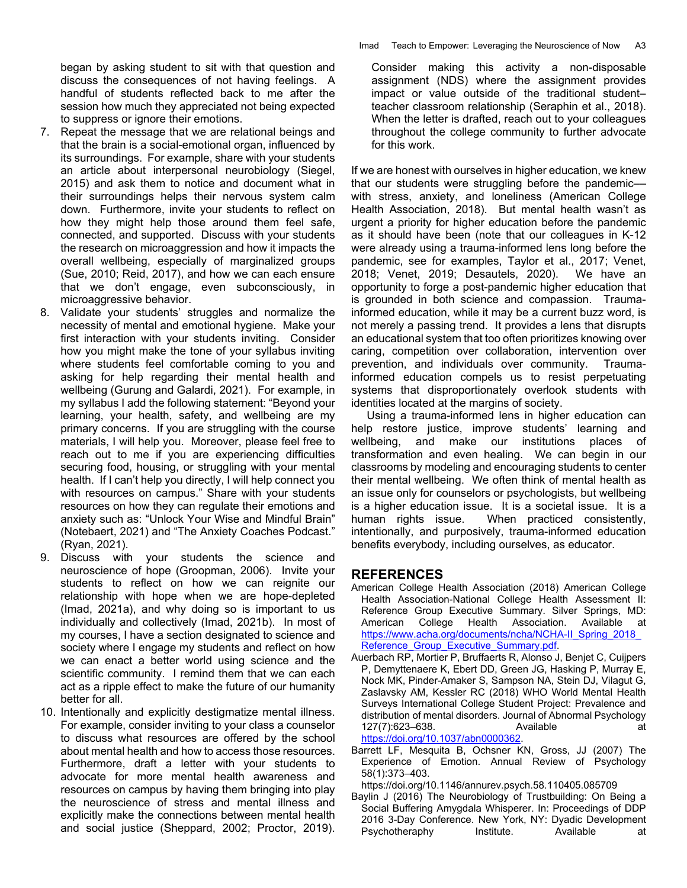began by asking student to sit with that question and discuss the consequences of not having feelings. A handful of students reflected back to me after the session how much they appreciated not being expected to suppress or ignore their emotions.

7. Repeat the message that we are relational beings and that the brain is a social-emotional organ, influenced by its surroundings. For example, share with your students an article about interpersonal neurobiology (Siegel, 2015) and ask them to notice and document what in their surroundings helps their nervous system calm down. Furthermore, invite your students to reflect on how they might help those around them feel safe, connected, and supported. Discuss with your students the research on microaggression and how it impacts the overall wellbeing, especially of marginalized groups (Sue, 2010; Reid, 2017), and how we can each ensure that we don't engage, even subconsciously, in microaggressive behavior.
8. Validate your students' struggles and normalize the necessity of mental and emotional hygiene. Make your first interaction with your students inviting. Consider how you might make the tone of your syllabus inviting where students feel comfortable coming to you and asking for help regarding their mental health and wellbeing (Gurung and Galardi, 2021). For example, in my syllabus I add the following statement: "Beyond your learning, your health, safety, and wellbeing are my primary concerns. If you are struggling with the course materials, I will help you. Moreover, please feel free to reach out to me if you are experiencing difficulties securing food, housing, or struggling with your mental health. If I can't help you directly, I will help connect you with resources on campus." Share with your students resources on how they can regulate their emotions and anxiety such as: "Unlock Your Wise and Mindful Brain" (Notebaert, 2021) and "The Anxiety Coaches Podcast." (Ryan, 2021).
9. Discuss with your students the science and neuroscience of hope (Groopman, 2006). Invite your students to reflect on how we can reignite our relationship with hope when we are hope-depleted (Imad, 2021a), and why doing so is important to us individually and collectively (Imad, 2021b). In most of my courses, I have a section designated to science and society where I engage my students and reflect on how we can enact a better world using science and the scientific community. I remind them that we can each act as a ripple effect to make the future of our humanity better for all.
10. Intentionally and explicitly destigmatize mental illness. For example, consider inviting to your class a counselor to discuss what resources are offered by the school about mental health and how to access those resources. Furthermore, draft a letter with your students to advocate for more mental health awareness and resources on campus by having them bringing into play the neuroscience of stress and mental illness and explicitly make the connections between mental health and social justice (Sheppard, 2002; Proctor, 2019). Consider making this activity a non-disposable assignment (NDS) where the assignment provides impact or value outside of the traditional student–teacher classroom relationship (Seraphin et al., 2018). When the letter is drafted, reach out to your colleagues throughout the college community to further advocate for this work.

If we are honest with ourselves in higher education, we knew that our students were struggling before the pandemic—with stress, anxiety, and loneliness (American College Health Association, 2018). But mental health wasn't as urgent a priority for higher education before the pandemic as it should have been (note that our colleagues in K-12 were already using a trauma-informed lens long before the pandemic, see for examples, Taylor et al., 2017; Venet, 2018; Venet, 2019; Desautels, 2020). We have an opportunity to forge a post-pandemic higher education that is grounded in both science and compassion. Trauma-informed education, while it may be a current buzz word, is not merely a passing trend. It provides a lens that disrupts an educational system that too often prioritizes knowing over caring, competition over collaboration, intervention over prevention, and individuals over community. Trauma-informed education compels us to resist perpetuating systems that disproportionately overlook students with identities located at the margins of society.

Using a trauma-informed lens in higher education can help restore justice, improve students' learning and wellbeing, and make our institutions places of transformation and even healing. We can begin in our classrooms by modeling and encouraging students to center their mental wellbeing. We often think of mental health as an issue only for counselors or psychologists, but wellbeing is a higher education issue. It is a societal issue. It is a human rights issue. When practiced consistently, intentionally, and purposively, trauma-informed education benefits everybody, including ourselves, as educator.

## REFERENCES

American College Health Association (2018) American College Health Association-National College Health Assessment II: Reference Group Executive Summary. Silver Springs, MD: American College Health Association. Available at https://www.acha.org/documents/ncha/NCHA-II_Spring_2018_Reference_Group_Executive_Summary.pdf.

Auerbach RP, Mortier P, Bruffaerts R, Alonso J, Benjet C, Cuijpers P, Demyttenaere K, Ebert DD, Green JG, Hasking P, Murray E, Nock MK, Pinder-Amaker S, Sampson NA, Stein DJ, Vilagut G, Zaslavsky AM, Kessler RC (2018) WHO World Mental Health Surveys International College Student Project: Prevalence and distribution of mental disorders. Journal of Abnormal Psychology 127(7):623–638. Available at https://doi.org/10.1037/abn0000362.

Barrett LF, Mesquita B, Ochsner KN, Gross, JJ (2007) The Experience of Emotion. Annual Review of Psychology 58(1):373–403. https://doi.org/10.1146/annurev.psych.58.110405.085709

Baylin J (2016) The Neurobiology of Trustbuilding: On Being a Social Buffering Amygdala Whisperer. In: Proceedings of DDP 2016 3-Day Conference. New York, NY: Dyadic Development Psychotheraphy Institute. Available at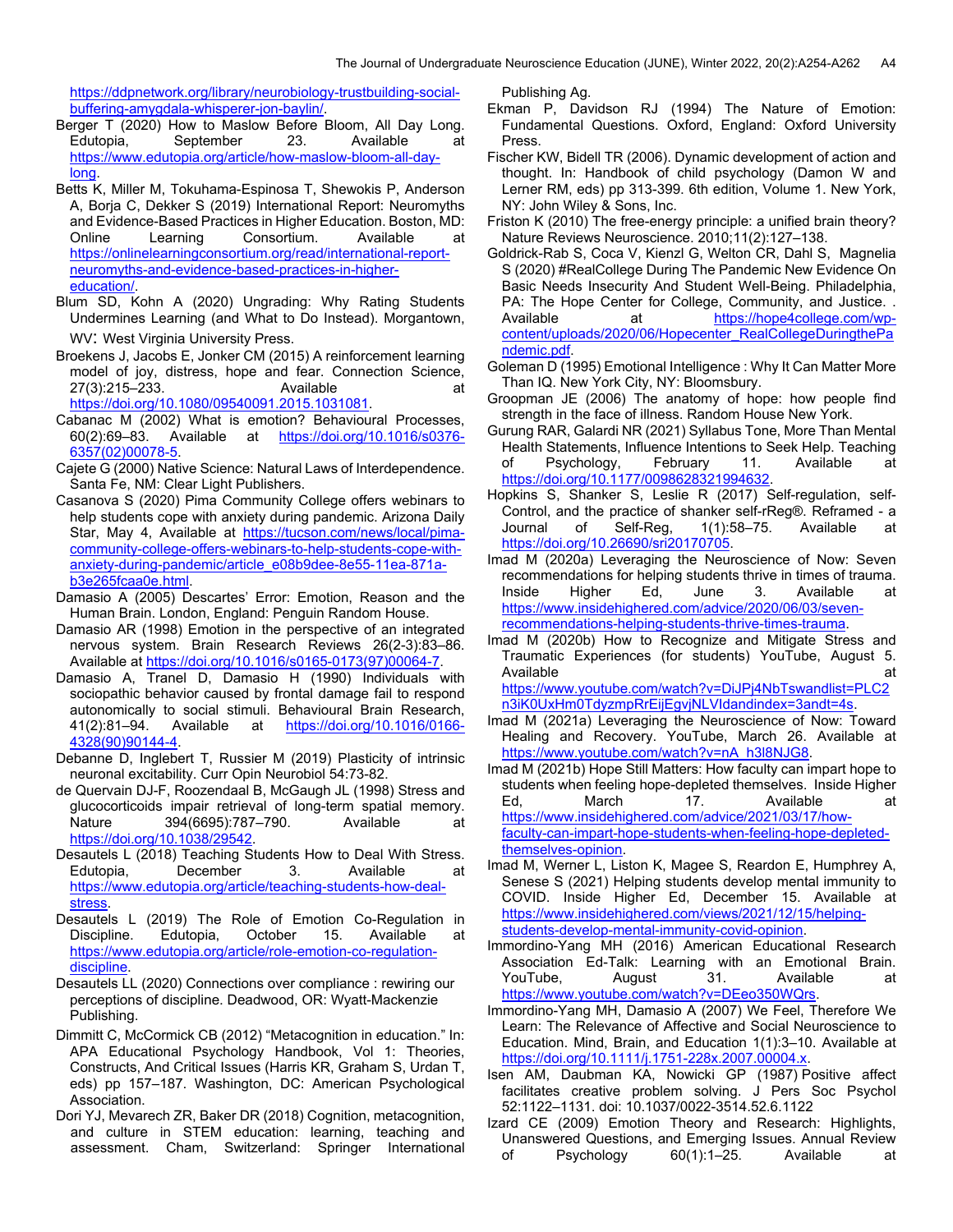https://ddpnetwork.org/library/neurobiology-trustbuilding-social-buffering-amygdala-whisperer-jon-baylin/.

Berger T (2020) How to Maslow Before Bloom, All Day Long. Edutopia, September 23. Available at https://www.edutopia.org/article/how-maslow-bloom-all-day-long.

Betts K, Miller M, Tokuhama-Espinosa T, Shewokis P, Anderson A, Borja C, Dekker S (2019) International Report: Neuromyths and Evidence-Based Practices in Higher Education. Boston, MD: Online Learning Consortium. Available at https://onlinelearningconsortium.org/read/international-report-neuromyths-and-evidence-based-practices-in-higher-education/.

Blum SD, Kohn A (2020) Ungrading: Why Rating Students Undermines Learning (and What to Do Instead). Morgantown, WV: West Virginia University Press.

Broekens J, Jacobs E, Jonker CM (2015) A reinforcement learning model of joy, distress, hope and fear. Connection Science, 27(3):215–233. Available at https://doi.org/10.1080/09540091.2015.1031081.

Cabanac M (2002) What is emotion? Behavioural Processes, 60(2):69–83. Available at https://doi.org/10.1016/s0376-6357(02)00078-5.

Cajete G (2000) Native Science: Natural Laws of Interdependence. Santa Fe, NM: Clear Light Publishers.

Casanova S (2020) Pima Community College offers webinars to help students cope with anxiety during pandemic. Arizona Daily Star, May 4, Available at https://tucson.com/news/local/pima-community-college-offers-webinars-to-help-students-cope-with-anxiety-during-pandemic/article_e08b9dee-8e55-11ea-871a-b3e265fcaa0e.html.

Damasio A (2005) Descartes' Error: Emotion, Reason and the Human Brain. London, England: Penguin Random House.

Damasio AR (1998) Emotion in the perspective of an integrated nervous system. Brain Research Reviews 26(2-3):83–86. Available at https://doi.org/10.1016/s0165-0173(97)00064-7.

Damasio A, Tranel D, Damasio H (1990) Individuals with sociopathic behavior caused by frontal damage fail to respond autonomically to social stimuli. Behavioural Brain Research, 41(2):81–94. Available at https://doi.org/10.1016/0166-4328(90)90144-4.

Debanne D, Inglebert T, Russier M (2019) Plasticity of intrinsic neuronal excitability. Curr Opin Neurobiol 54:73-82.

de Quervain DJ-F, Roozendaal B, McGaugh JL (1998) Stress and glucocorticoids impair retrieval of long-term spatial memory. Nature 394(6695):787–790. Available at https://doi.org/10.1038/29542.

Desautels L (2018) Teaching Students How to Deal With Stress. Edutopia, December 3. Available at https://www.edutopia.org/article/teaching-students-how-deal-stress.

Desautels L (2019) The Role of Emotion Co-Regulation in Discipline. Edutopia, October 15. Available at https://www.edutopia.org/article/role-emotion-co-regulation-discipline.

Desautels LL (2020) Connections over compliance : rewiring our perceptions of discipline. Deadwood, OR: Wyatt-Mackenzie Publishing.

Dimmitt C, McCormick CB (2012) "Metacognition in education." In: APA Educational Psychology Handbook, Vol 1: Theories, Constructs, And Critical Issues (Harris KR, Graham S, Urdan T, eds) pp 157–187. Washington, DC: American Psychological Association.

Dori YJ, Mevarech ZR, Baker DR (2018) Cognition, metacognition, and culture in STEM education: learning, teaching and assessment. Cham, Switzerland: Springer International Publishing Ag.

Ekman P, Davidson RJ (1994) The Nature of Emotion: Fundamental Questions. Oxford, England: Oxford University Press.

Fischer KW, Bidell TR (2006). Dynamic development of action and thought. In: Handbook of child psychology (Damon W and Lerner RM, eds) pp 313-399. 6th edition, Volume 1. New York, NY: John Wiley & Sons, Inc.

Friston K (2010) The free-energy principle: a unified brain theory? Nature Reviews Neuroscience. 2010;11(2):127–138.

Goldrick-Rab S, Coca V, Kienzl G, Welton CR, Dahl S, Magnelia S (2020) #RealCollege During The Pandemic New Evidence On Basic Needs Insecurity And Student Well-Being. Philadelphia, PA: The Hope Center for College, Community, and Justice. . Available at https://hope4college.com/wp-content/uploads/2020/06/Hopecenter_RealCollegeDuringthePandemic.pdf.

Goleman D (1995) Emotional Intelligence : Why It Can Matter More Than IQ. New York City, NY: Bloomsbury.

Groopman JE (2006) The anatomy of hope: how people find strength in the face of illness. Random House New York.

Gurung RAR, Galardi NR (2021) Syllabus Tone, More Than Mental Health Statements, Influence Intentions to Seek Help. Teaching of Psychology, February 11. Available at https://doi.org/10.1177/0098628321994632.

Hopkins S, Shanker S, Leslie R (2017) Self-regulation, self-Control, and the practice of shanker self-rReg®. Reframed - a Journal of Self-Reg, 1(1):58–75. Available at https://doi.org/10.26690/sri20170705.

Imad M (2020a) Leveraging the Neuroscience of Now: Seven recommendations for helping students thrive in times of trauma. Inside Higher Ed, June 3. Available at https://www.insidehighered.com/advice/2020/06/03/seven-recommendations-helping-students-thrive-times-trauma.

Imad M (2020b) How to Recognize and Mitigate Stress and Traumatic Experiences (for students) YouTube, August 5. Available at https://www.youtube.com/watch?v=DiJPj4NbTswandlist=PLC2n3iK0UxHm0TdyzmpRrEijEgvjNLVIdandindex=3andt=4s.

Imad M (2021a) Leveraging the Neuroscience of Now: Toward Healing and Recovery. YouTube, March 26. Available at https://www.youtube.com/watch?v=nA_h3l8NJG8.

Imad M (2021b) Hope Still Matters: How faculty can impart hope to students when feeling hope-depleted themselves. Inside Higher Ed, March 17. Available at https://www.insidehighered.com/advice/2021/03/17/how-faculty-can-impart-hope-students-when-feeling-hope-depleted-themselves-opinion.

Imad M, Werner L, Liston K, Magee S, Reardon E, Humphrey A, Senese S (2021) Helping students develop mental immunity to COVID. Inside Higher Ed, December 15. Available at https://www.insidehighered.com/views/2021/12/15/helping-students-develop-mental-immunity-covid-opinion.

Immordino-Yang MH (2016) American Educational Research Association Ed-Talk: Learning with an Emotional Brain. YouTube, August 31. Available at https://www.youtube.com/watch?v=DEeo350WQrs.

Immordino-Yang MH, Damasio A (2007) We Feel, Therefore We Learn: The Relevance of Affective and Social Neuroscience to Education. Mind, Brain, and Education 1(1):3–10. Available at https://doi.org/10.1111/j.1751-228x.2007.00004.x.

Isen AM, Daubman KA, Nowicki GP (1987) Positive affect facilitates creative problem solving. J Pers Soc Psychol 52:1122–1131. doi: 10.1037/0022-3514.52.6.1122

Izard CE (2009) Emotion Theory and Research: Highlights, Unanswered Questions, and Emerging Issues. Annual Review of Psychology 60(1):1–25. Available at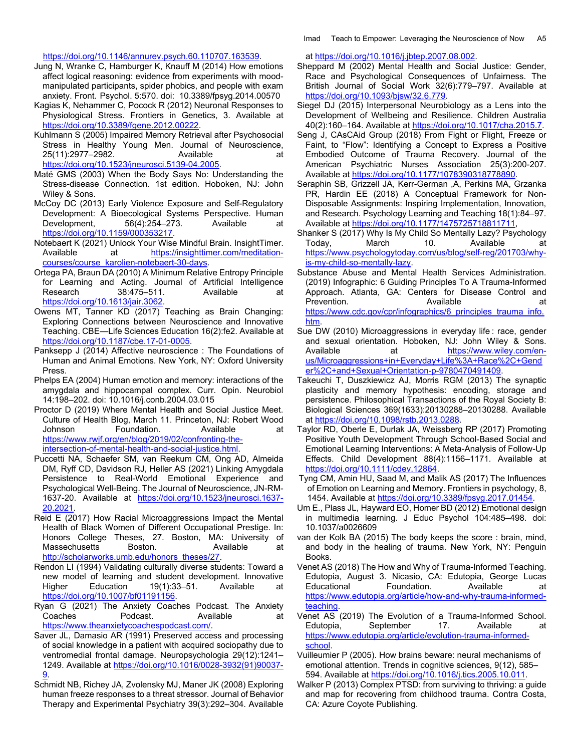https://doi.org/10.1146/annurev.psych.60.110707.163539.

Jung N, Wranke C, Hamburger K, Knauff M (2014) How emotions affect logical reasoning: evidence from experiments with mood-manipulated participants, spider phobics, and people with exam anxiety. Front. Psychol. 5:570. doi: 10.3389/fpsyg.2014.00570

Kagias K, Nehammer C, Pocock R (2012) Neuronal Responses to Physiological Stress. Frontiers in Genetics, 3. Available at https://doi.org/10.3389/fgene.2012.00222.

Kuhlmann S (2005) Impaired Memory Retrieval after Psychosocial Stress in Healthy Young Men. Journal of Neuroscience, 25(11):2977–2982. Available at https://doi.org/10.1523/jneurosci.5139-04.2005.

Maté GMS (2003) When the Body Says No: Understanding the Stress-disease Connection. 1st edition. Hoboken, NJ: John Wiley & Sons.

McCoy DC (2013) Early Violence Exposure and Self-Regulatory Development: A Bioecological Systems Perspective. Human Development, 56(4):254–273. Available at https://doi.org/10.1159/000353217.

Notebaert K (2021) Unlock Your Wise Mindful Brain. InsightTimer. Available at https://insighttimer.com/meditation-courses/course_karolien-notebaert-30-days.

Ortega PA, Braun DA (2010) A Minimum Relative Entropy Principle for Learning and Acting. Journal of Artificial Intelligence Research 38:475–511. Available at https://doi.org/10.1613/jair.3062.

Owens MT, Tanner KD (2017) Teaching as Brain Changing: Exploring Connections between Neuroscience and Innovative Teaching. CBE—Life Sciences Education 16(2):fe2. Available at https://doi.org/10.1187/cbe.17-01-0005.

Panksepp J (2014) Affective neuroscience : The Foundations of Human and Animal Emotions. New York, NY: Oxford University Press.

Phelps EA (2004) Human emotion and memory: interactions of the amygdala and hippocampal complex. Curr. Opin. Neurobiol 14:198–202. doi: 10.1016/j.conb.2004.03.015

Proctor D (2019) Where Mental Health and Social Justice Meet. Culture of Health Blog, March 11. Princeton, NJ: Robert Wood Johnson Foundation. Available at https://www.rwjf.org/en/blog/2019/02/confronting-the-intersection-of-mental-health-and-social-justice.html.

Puccetti NA, Schaefer SM, van Reekum CM, Ong AD, Almeida DM, Ryff CD, Davidson RJ, Heller AS (2021) Linking Amygdala Persistence to Real-World Emotional Experience and Psychological Well-Being. The Journal of Neuroscience, JN-RM-1637-20. Available at https://doi.org/10.1523/jneurosci.1637-20.2021.

Reid E (2017) How Racial Microaggressions Impact the Mental Health of Black Women of Different Occupational Prestige. In: Honors College Theses, 27. Boston, MA: University of Massachusetts Boston. Available at http://scholarworks.umb.edu/honors_theses/27.

Rendon LI (1994) Validating culturally diverse students: Toward a new model of learning and student development. Innovative Higher Education 19(1):33–51. Available at https://doi.org/10.1007/bf01191156.

Ryan G (2021) The Anxiety Coaches Podcast. The Anxiety Coaches Podcast. Available at https://www.theanxietycoachespodcast.com/.

Saver JL, Damasio AR (1991) Preserved access and processing of social knowledge in a patient with acquired sociopathy due to ventromedial frontal damage. Neuropsychologia 29(12):1241–1249. Available at https://doi.org/10.1016/0028-3932(91)90037-9.

Schmidt NB, Richey JA, Zvolensky MJ, Maner JK (2008) Exploring human freeze responses to a threat stressor. Journal of Behavior Therapy and Experimental Psychiatry 39(3):292–304. Available at https://doi.org/10.1016/j.jbtep.2007.08.002.

Sheppard M (2002) Mental Health and Social Justice: Gender, Race and Psychological Consequences of Unfairness. The British Journal of Social Work 32(6):779–797. Available at https://doi.org/10.1093/bjsw/32.6.779.

Siegel DJ (2015) Interpersonal Neurobiology as a Lens into the Development of Wellbeing and Resilience. Children Australia 40(2):160–164. Available at https://doi.org/10.1017/cha.2015.7.

Seng J, CAsCAid Group (2018) From Fight or Flight, Freeze or Faint, to "Flow": Identifying a Concept to Express a Positive Embodied Outcome of Trauma Recovery. Journal of the American Psychiatric Nurses Association 25(3):200-207. Available at https://doi.org/10.1177/1078390318778890.

Seraphin SB, Grizzell JA, Kerr-German ,A, Perkins MA, Grzanka PR, Hardin EE (2018) A Conceptual Framework for Non-Disposable Assignments: Inspiring Implementation, Innovation, and Research. Psychology Learning and Teaching 18(1):84–97. Available at https://doi.org/10.1177/1475725718811711,

Shanker S (2017) Why Is My Child So Mentally Lazy? Psychology Today, March 10. Available at https://www.psychologytoday.com/us/blog/self-reg/201703/why-is-my-child-so-mentally-lazy.

Substance Abuse and Mental Health Services Administration. (2019) Infographic: 6 Guiding Principles To A Trauma-Informed Approach. Atlanta, GA: Centers for Disease Control and Prevention. Available at https://www.cdc.gov/cpr/infographics/6_principles_trauma_info.htm.

Sue DW (2010) Microaggressions in everyday life : race, gender and sexual orientation. Hoboken, NJ: John Wiley & Sons. Available at https://www.wiley.com/en-us/Microaggressions+in+Everyday+Life%3A+Race%2C+Gender%2C+and+Sexual+Orientation-p-9780470491409.

Takeuchi T, Duszkiewicz AJ, Morris RGM (2013) The synaptic plasticity and memory hypothesis: encoding, storage and persistence. Philosophical Transactions of the Royal Society B: Biological Sciences 369(1633):20130288–20130288. Available at https://doi.org/10.1098/rstb.2013.0288.

Taylor RD, Oberle E, Durlak JA, Weissberg RP (2017) Promoting Positive Youth Development Through School-Based Social and Emotional Learning Interventions: A Meta-Analysis of Follow-Up Effects. Child Development 88(4):1156–1171. Available at https://doi.org/10.1111/cdev.12864.

Tyng CM, Amin HU, Saad M, and Malik AS (2017) The Influences of Emotion on Learning and Memory. Frontiers in psychology, 8, 1454. Available at https://doi.org/10.3389/fpsyg.2017.01454.

Um E., Plass JL, Hayward EO, Homer BD (2012) Emotional design in multimedia learning. J Educ Psychol 104:485–498. doi: 10.1037/a0026609

van der Kolk BA (2015) The body keeps the score : brain, mind, and body in the healing of trauma. New York, NY: Penguin Books.

Venet AS (2018) The How and Why of Trauma-Informed Teaching. Edutopia, August 3. Nicasio, CA: Edutopia, George Lucas Educational Foundation. Available at https://www.edutopia.org/article/how-and-why-trauma-informed-teaching.

Venet AS (2019) The Evolution of a Trauma-Informed School. Edutopia, September 17. Available at https://www.edutopia.org/article/evolution-trauma-informed-school.

Vuilleumier P (2005). How brains beware: neural mechanisms of emotional attention. Trends in cognitive sciences, 9(12), 585–594. Available at https://doi.org/10.1016/j.tics.2005.10.011.

Walker P (2013) Complex PTSD: from surviving to thriving: a guide and map for recovering from childhood trauma. Contra Costa, CA: Azure Coyote Publishing.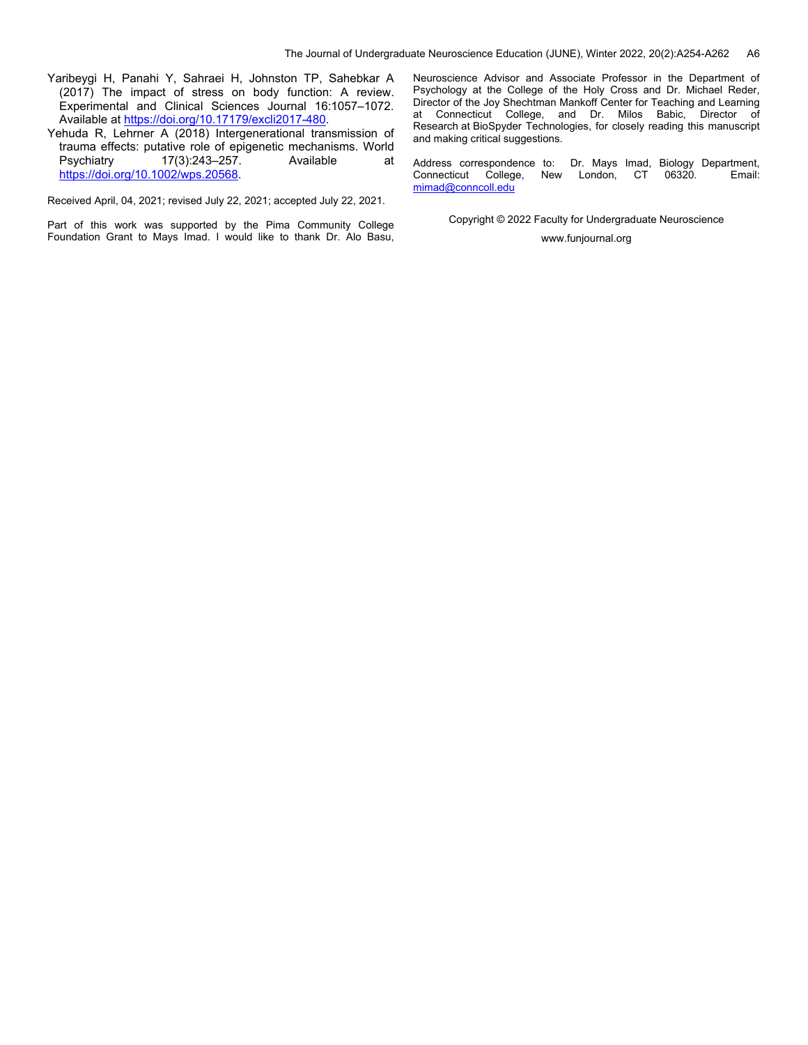Yaribeygi H, Panahi Y, Sahraei H, Johnston TP, Sahebkar A (2017) The impact of stress on body function: A review. Experimental and Clinical Sciences Journal 16:1057–1072. Available at https://doi.org/10.17179/excli2017-480.

Yehuda R, Lehrner A (2018) Intergenerational transmission of trauma effects: putative role of epigenetic mechanisms. World Psychiatry 17(3):243–257. Available at https://doi.org/10.1002/wps.20568.

Received April, 04, 2021; revised July 22, 2021; accepted July 22, 2021.

Part of this work was supported by the Pima Community College Foundation Grant to Mays Imad. I would like to thank Dr. Alo Basu, Neuroscience Advisor and Associate Professor in the Department of Psychology at the College of the Holy Cross and Dr. Michael Reder, Director of the Joy Shechtman Mankoff Center for Teaching and Learning at Connecticut College, and Dr. Milos Babic, Director of Research at BioSpyder Technologies, for closely reading this manuscript and making critical suggestions.

Address correspondence to: Dr. Mays Imad, Biology Department, Connecticut College, New London, CT 06320. Email: mimad@conncoll.edu

Copyright © 2022 Faculty for Undergraduate Neuroscience

www.funjournal.org